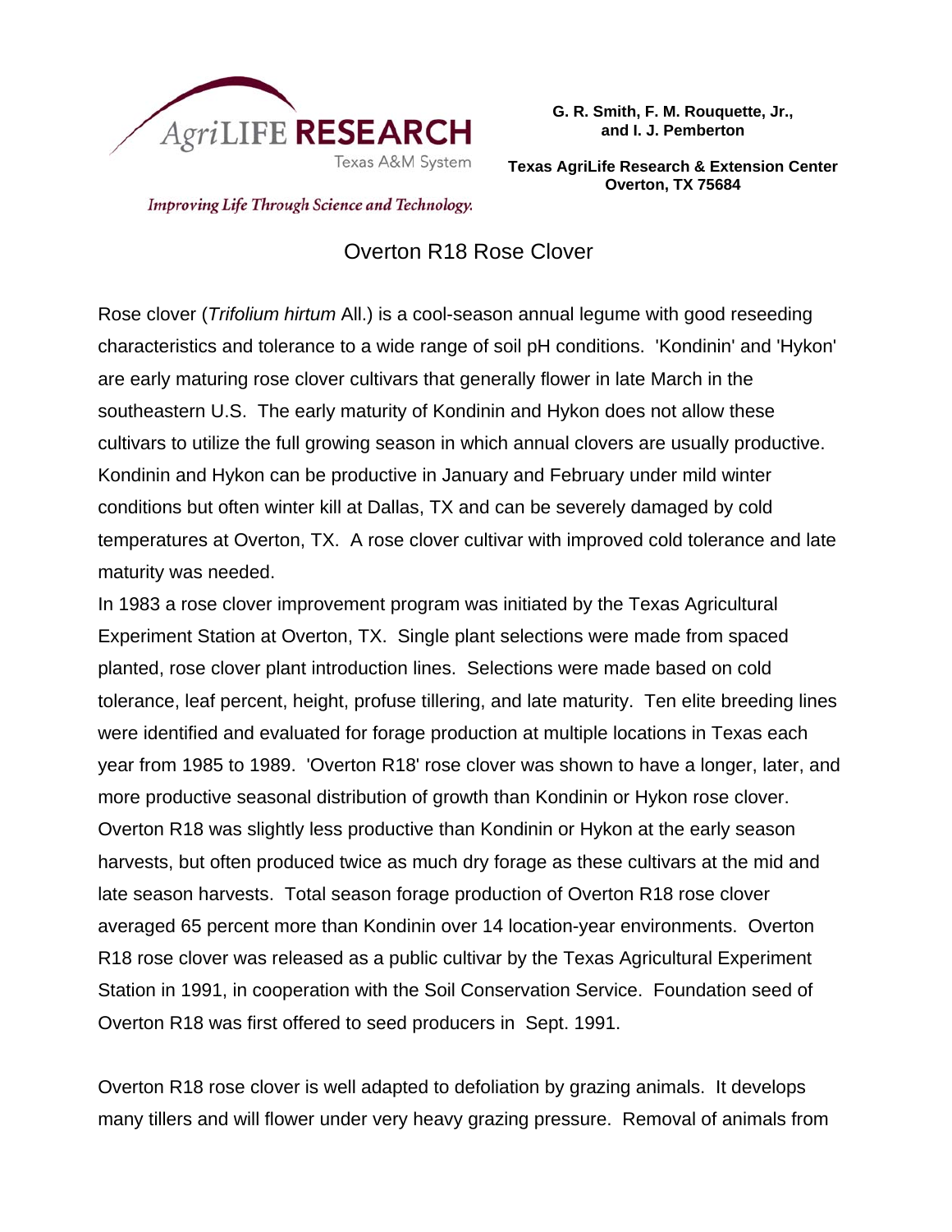AgriLIFE RESEARCH
Texas A&M System

*Improving Life Through Science and Technology.*

**G. R. Smith, F. M. Rouquette, Jr., and I. J. Pemberton**

**Texas AgriLife Research & Extension Center
Overton, TX 75684**

# Overton R18 Rose Clover

Rose clover (*Trifolium hirtum* All.) is a cool-season annual legume with good reseeding characteristics and tolerance to a wide range of soil pH conditions. 'Kondinin' and 'Hykon' are early maturing rose clover cultivars that generally flower in late March in the southeastern U.S. The early maturity of Kondinin and Hykon does not allow these cultivars to utilize the full growing season in which annual clovers are usually productive. Kondinin and Hykon can be productive in January and February under mild winter conditions but often winter kill at Dallas, TX and can be severely damaged by cold temperatures at Overton, TX. A rose clover cultivar with improved cold tolerance and late maturity was needed.

In 1983 a rose clover improvement program was initiated by the Texas Agricultural Experiment Station at Overton, TX. Single plant selections were made from spaced planted, rose clover plant introduction lines. Selections were made based on cold tolerance, leaf percent, height, profuse tillering, and late maturity. Ten elite breeding lines were identified and evaluated for forage production at multiple locations in Texas each year from 1985 to 1989. 'Overton R18' rose clover was shown to have a longer, later, and more productive seasonal distribution of growth than Kondinin or Hykon rose clover. Overton R18 was slightly less productive than Kondinin or Hykon at the early season harvests, but often produced twice as much dry forage as these cultivars at the mid and late season harvests. Total season forage production of Overton R18 rose clover averaged 65 percent more than Kondinin over 14 location-year environments. Overton R18 rose clover was released as a public cultivar by the Texas Agricultural Experiment Station in 1991, in cooperation with the Soil Conservation Service. Foundation seed of Overton R18 was first offered to seed producers in Sept. 1991.

Overton R18 rose clover is well adapted to defoliation by grazing animals. It develops many tillers and will flower under very heavy grazing pressure. Removal of animals from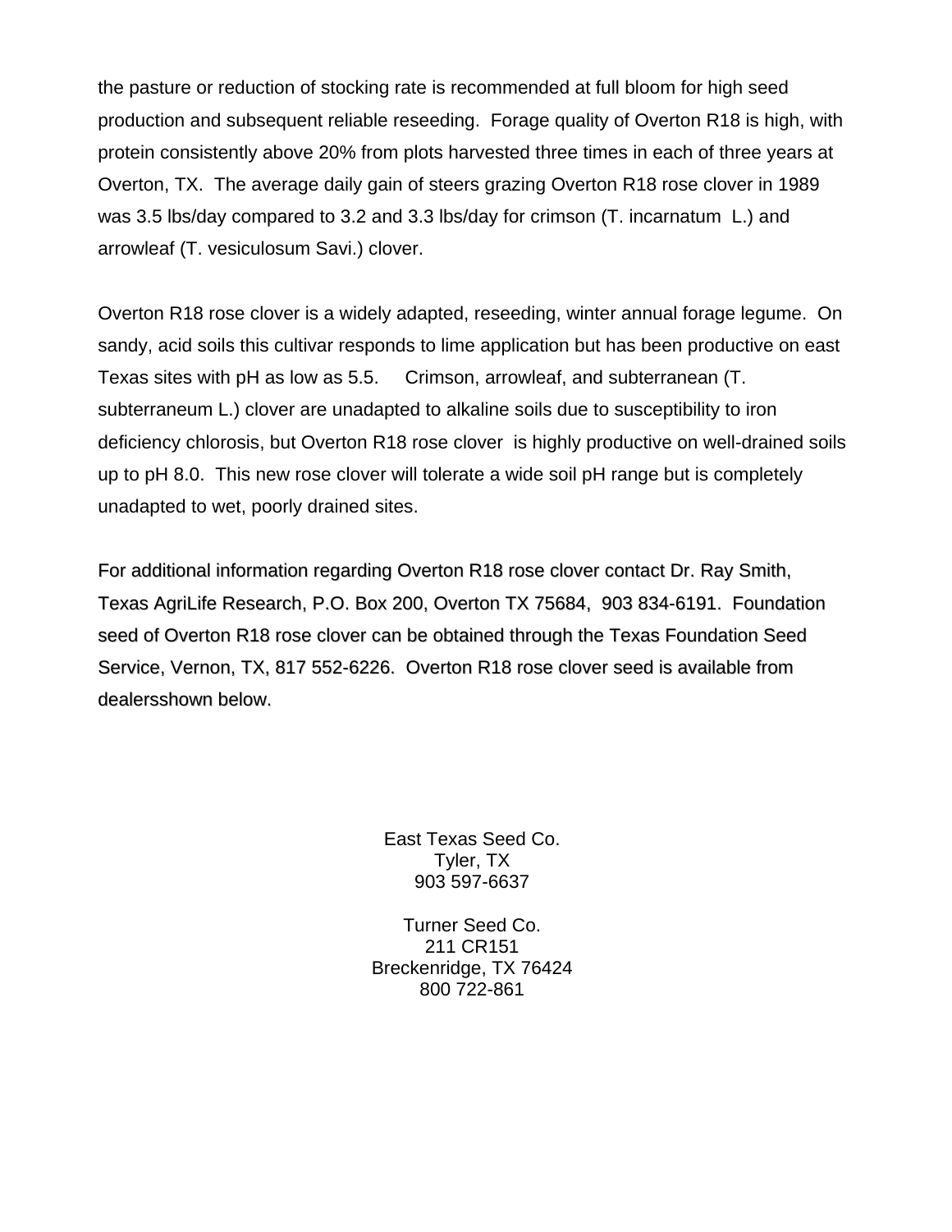the pasture or reduction of stocking rate is recommended at full bloom for high seed production and subsequent reliable reseeding. Forage quality of Overton R18 is high, with protein consistently above 20% from plots harvested three times in each of three years at Overton, TX. The average daily gain of steers grazing Overton R18 rose clover in 1989 was 3.5 lbs/day compared to 3.2 and 3.3 lbs/day for crimson (T. incarnatum L.) and arrowleaf (T. vesiculosum Savi.) clover.

Overton R18 rose clover is a widely adapted, reseeding, winter annual forage legume. On sandy, acid soils this cultivar responds to lime application but has been productive on east Texas sites with pH as low as 5.5. Crimson, arrowleaf, and subterranean (T. subterraneum L.) clover are unadapted to alkaline soils due to susceptibility to iron deficiency chlorosis, but Overton R18 rose clover is highly productive on well-drained soils up to pH 8.0. This new rose clover will tolerate a wide soil pH range but is completely unadapted to wet, poorly drained sites.

For additional information regarding Overton R18 rose clover contact Dr. Ray Smith, Texas AgriLife Research, P.O. Box 200, Overton TX 75684, 903 834-6191. Foundation seed of Overton R18 rose clover can be obtained through the Texas Foundation Seed Service, Vernon, TX, 817 552-6226. Overton R18 rose clover seed is available from dealersshown below.

East Texas Seed Co.
Tyler, TX
903 597-6637

Turner Seed Co.
211 CR151
Breckenridge, TX 76424
800 722-861